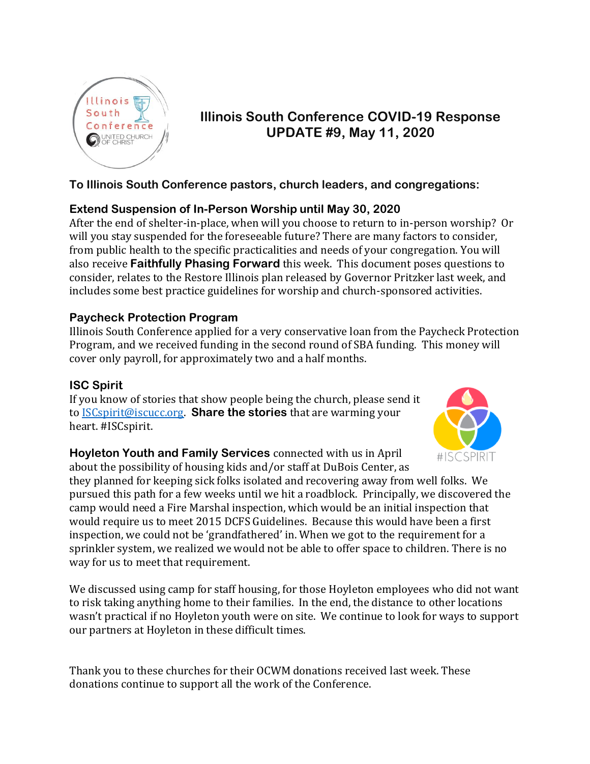# Illinois South Conference COVID-19 Response UPDATE #9, May 11, 2020

**To Illinois South Conference pastors, church leaders, and congregations:**

## Extend Suspension of In-Person Worship until May 30, 2020

After the end of shelter-in-place, when will you choose to return to in-person worship? Or will you stay suspended for the foreseeable future? There are many factors to consider, from public health to the specific practicalities and needs of your congregation. You will also receive **Faithfully Phasing Forward** this week. This document poses questions to consider, relates to the Restore Illinois plan released by Governor Pritzker last week, and includes some best practice guidelines for worship and church-sponsored activities.

## Paycheck Protection Program

Illinois South Conference applied for a very conservative loan from the Paycheck Protection Program, and we received funding in the second round of SBA funding. This money will cover only payroll, for approximately two and a half months.

## ISC Spirit

If you know of stories that show people being the church, please send it to ISCspirit@iscucc.org. **Share the stories** that are warming your heart. #ISCspirit.

**Hoyleton Youth and Family Services** connected with us in April about the possibility of housing kids and/or staff at DuBois Center, as they planned for keeping sick folks isolated and recovering away from well folks. We pursued this path for a few weeks until we hit a roadblock. Principally, we discovered the camp would need a Fire Marshal inspection, which would be an initial inspection that would require us to meet 2015 DCFS Guidelines. Because this would have been a first inspection, we could not be 'grandfathered' in. When we got to the requirement for a sprinkler system, we realized we would not be able to offer space to children. There is no way for us to meet that requirement.

We discussed using camp for staff housing, for those Hoyleton employees who did not want to risk taking anything home to their families. In the end, the distance to other locations wasn't practical if no Hoyleton youth were on site. We continue to look for ways to support our partners at Hoyleton in these difficult times.

Thank you to these churches for their OCWM donations received last week. These donations continue to support all the work of the Conference.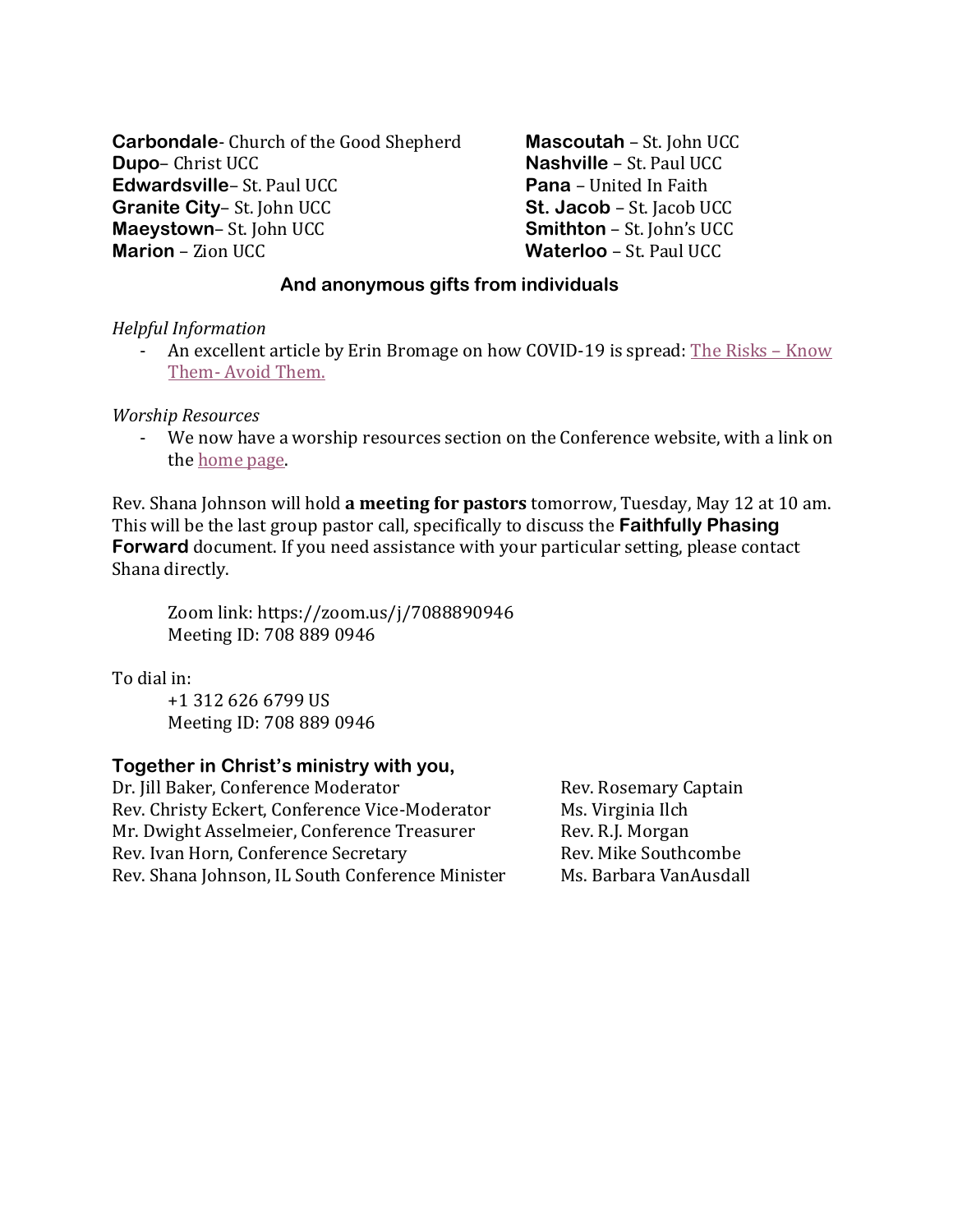**Carbondale**- Church of the Good Shepherd
**Dupo**– Christ UCC
**Edwardsville**– St. Paul UCC
**Granite City**– St. John UCC
**Maeystown**– St. John UCC
**Marion** – Zion UCC
**Mascoutah** – St. John UCC
**Nashville** – St. Paul UCC
**Pana** – United In Faith
**St. Jacob** – St. Jacob UCC
**Smithton** – St. John's UCC
**Waterloo** – St. Paul UCC

**And anonymous gifts from individuals**

*Helpful Information*

- An excellent article by Erin Bromage on how COVID-19 is spread: The Risks – Know Them- Avoid Them.

*Worship Resources*

- We now have a worship resources section on the Conference website, with a link on the home page.

Rev. Shana Johnson will hold **a meeting for pastors** tomorrow, Tuesday, May 12 at 10 am. This will be the last group pastor call, specifically to discuss the **Faithfully Phasing Forward** document. If you need assistance with your particular setting, please contact Shana directly.

Zoom link: https://zoom.us/j/7088890946
Meeting ID: 708 889 0946

To dial in:
+1 312 626 6799 US
Meeting ID: 708 889 0946

**Together in Christ's ministry with you,**

Dr. Jill Baker, Conference Moderator
Rev. Christy Eckert, Conference Vice-Moderator
Mr. Dwight Asselmeier, Conference Treasurer
Rev. Ivan Horn, Conference Secretary
Rev. Shana Johnson, IL South Conference Minister
Rev. Rosemary Captain
Ms. Virginia Ilch
Rev. R.J. Morgan
Rev. Mike Southcombe
Ms. Barbara VanAusdall